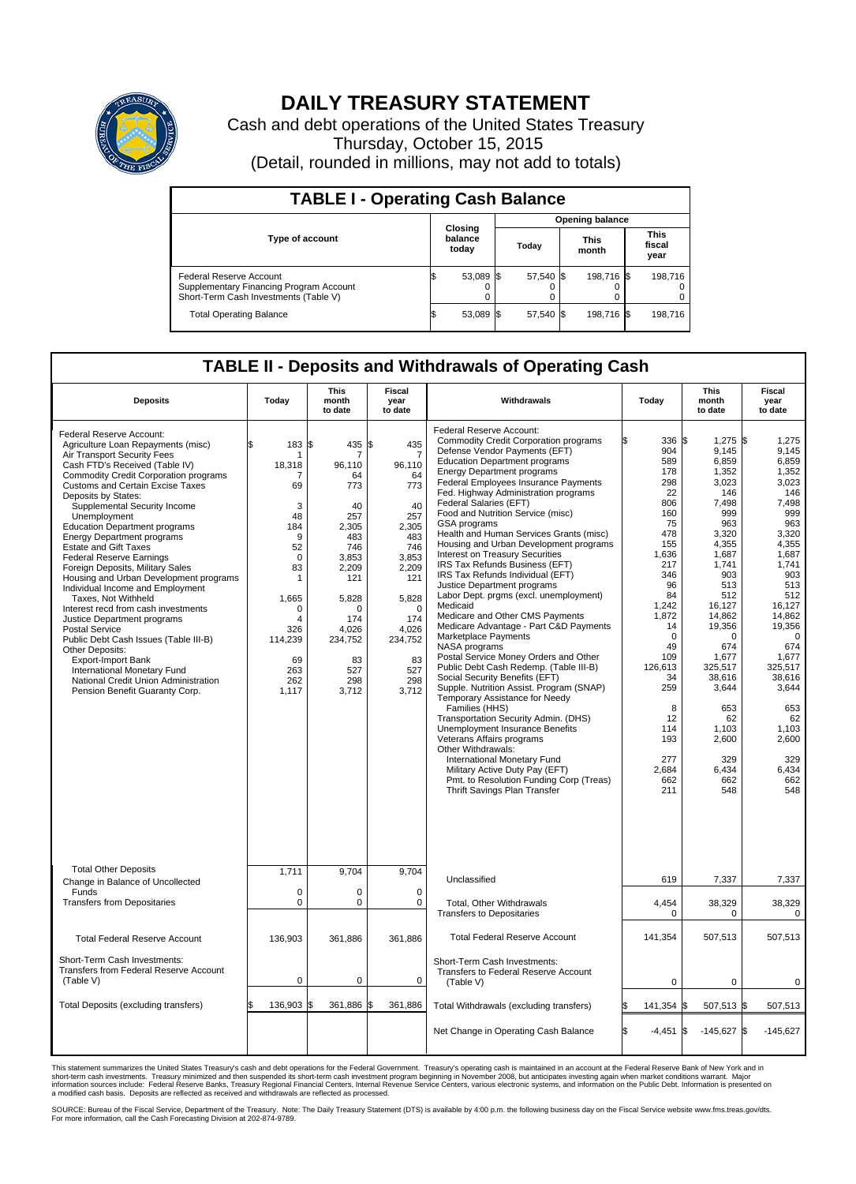# DAILY TREASURY STATEMENT

Cash and debt operations of the United States Treasury
Thursday, October 15, 2015
(Detail, rounded in millions, may not add to totals)

## TABLE I - Operating Cash Balance

| Type of account | Closing balance today | Opening balance Today | Opening balance This month | Opening balance This fiscal year |
|---|---|---|---|---|
| Federal Reserve Account | $ 53,089 | $ 57,540 | $ 198,716 | $ 198,716 |
| Supplementary Financing Program Account | 0 | 0 | 0 | 0 |
| Short-Term Cash Investments (Table V) | 0 | 0 | 0 | 0 |
| Total Operating Balance | $ 53,089 | $ 57,540 | $ 198,716 | $ 198,716 |

## TABLE II - Deposits and Withdrawals of Operating Cash

| Deposits | Today | This month to date | Fiscal year to date |
|---|---|---|---|
| Federal Reserve Account: | | | |
| Agriculture Loan Repayments (misc) | $ 183 | $ 435 | $ 435 |
| Air Transport Security Fees | 1 | 7 | 7 |
| Cash FTD's Received (Table IV) | 18,318 | 96,110 | 96,110 |
| Commodity Credit Corporation programs | 7 | 64 | 64 |
| Customs and Certain Excise Taxes | 69 | 773 | 773 |
| Deposits by States: | | | |
| Supplemental Security Income | 3 | 40 | 40 |
| Unemployment | 48 | 257 | 257 |
| Education Department programs | 184 | 2,305 | 2,305 |
| Energy Department programs | 9 | 483 | 483 |
| Estate and Gift Taxes | 52 | 746 | 746 |
| Federal Reserve Earnings | 0 | 3,853 | 3,853 |
| Foreign Deposits, Military Sales | 83 | 2,209 | 2,209 |
| Housing and Urban Development programs | 1 | 121 | 121 |
| Individual Income and Employment Taxes, Not Withheld | 1,665 | 5,828 | 5,828 |
| Interest recd from cash investments | 0 | 0 | 0 |
| Justice Department programs | 4 | 174 | 174 |
| Postal Service | 326 | 4,026 | 4,026 |
| Public Debt Cash Issues (Table III-B) | 114,239 | 234,752 | 234,752 |
| Other Deposits: | | | |
| Export-Import Bank | 69 | 83 | 83 |
| International Monetary Fund | 263 | 527 | 527 |
| National Credit Union Administration | 262 | 298 | 298 |
| Pension Benefit Guaranty Corp. | 1,117 | 3,712 | 3,712 |
| Total Other Deposits | 1,711 | 9,704 | 9,704 |
| Change in Balance of Uncollected Funds | 0 | 0 | 0 |
| Transfers from Depositaries | 0 | 0 | 0 |
| Total Federal Reserve Account | 136,903 | 361,886 | 361,886 |
| Short-Term Cash Investments: Transfers from Federal Reserve Account (Table V) | 0 | 0 | 0 |
| Total Deposits (excluding transfers) | $ 136,903 | $ 361,886 | $ 361,886 |

| Withdrawals | Today | This month to date | Fiscal year to date |
|---|---|---|---|
| Federal Reserve Account: | | | |
| Commodity Credit Corporation programs | $ 336 | $ 1,275 | $ 1,275 |
| Defense Vendor Payments (EFT) | 904 | 9,145 | 9,145 |
| Education Department programs | 589 | 6,859 | 6,859 |
| Energy Department programs | 178 | 1,352 | 1,352 |
| Federal Employees Insurance Payments | 298 | 3,023 | 3,023 |
| Fed. Highway Administration programs | 22 | 146 | 146 |
| Federal Salaries (EFT) | 806 | 7,498 | 7,498 |
| Food and Nutrition Service (misc) | 160 | 999 | 999 |
| GSA programs | 75 | 963 | 963 |
| Health and Human Services Grants (misc) | 478 | 3,320 | 3,320 |
| Housing and Urban Development programs | 155 | 4,355 | 4,355 |
| Interest on Treasury Securities | 1,636 | 1,687 | 1,687 |
| IRS Tax Refunds Business (EFT) | 217 | 1,741 | 1,741 |
| IRS Tax Refunds Individual (EFT) | 346 | 903 | 903 |
| Justice Department programs | 96 | 513 | 513 |
| Labor Dept. prgms (excl. unemployment) | 84 | 512 | 512 |
| Medicaid | 1,242 | 16,127 | 16,127 |
| Medicare and Other CMS Payments | 1,872 | 14,862 | 14,862 |
| Medicare Advantage - Part C&D Payments | 14 | 19,356 | 19,356 |
| Marketplace Payments | 0 | 0 | 0 |
| NASA programs | 49 | 674 | 674 |
| Postal Service Money Orders and Other | 109 | 1,677 | 1,677 |
| Public Debt Cash Redemp. (Table III-B) | 126,613 | 325,517 | 325,517 |
| Social Security Benefits (EFT) | 34 | 38,616 | 38,616 |
| Supple. Nutrition Assist. Program (SNAP) | 259 | 3,644 | 3,644 |
| Temporary Assistance for Needy Families (HHS) | 8 | 653 | 653 |
| Transportation Security Admin. (DHS) | 12 | 62 | 62 |
| Unemployment Insurance Benefits | 114 | 1,103 | 1,103 |
| Veterans Affairs programs | 193 | 2,600 | 2,600 |
| Other Withdrawals: | | | |
| International Monetary Fund | 277 | 329 | 329 |
| Military Active Duty Pay (EFT) | 2,684 | 6,434 | 6,434 |
| Pmt. to Resolution Funding Corp (Treas) | 662 | 662 | 662 |
| Thrift Savings Plan Transfer | 211 | 548 | 548 |
| Unclassified | 619 | 7,337 | 7,337 |
| Total, Other Withdrawals | 4,454 | 38,329 | 38,329 |
| Transfers to Depositaries | 0 | 0 | 0 |
| Total Federal Reserve Account | 141,354 | 507,513 | 507,513 |
| Short-Term Cash Investments: Transfers to Federal Reserve Account (Table V) | 0 | 0 | 0 |
| Total Withdrawals (excluding transfers) | $ 141,354 | $ 507,513 | $ 507,513 |
| Net Change in Operating Cash Balance | $ -4,451 | $ -145,627 | $ -145,627 |

This statement summarizes the United States Treasury's cash and debt operations for the Federal Government. Treasury's operating cash is maintained in an account at the Federal Reserve Bank of New York and in short-term cash investments. Treasury minimized and then suspended its short-term cash investment program beginning in November 2008, but anticipates investing again when market conditions warrant. Major information sources include: Federal Reserve Banks, Treasury Regional Financial Centers, Internal Revenue Service Centers, various electronic systems, and information on the Public Debt. Information is presented on a modified cash basis. Deposits are reflected as received and withdrawals are reflected as processed.

SOURCE: Bureau of the Fiscal Service, Department of the Treasury. Note: The Daily Treasury Statement (DTS) is available by 4:00 p.m. the following business day on the Fiscal Service website www.fms.treas.gov/dts. For more information, call the Cash Forecasting Division at 202-874-9789.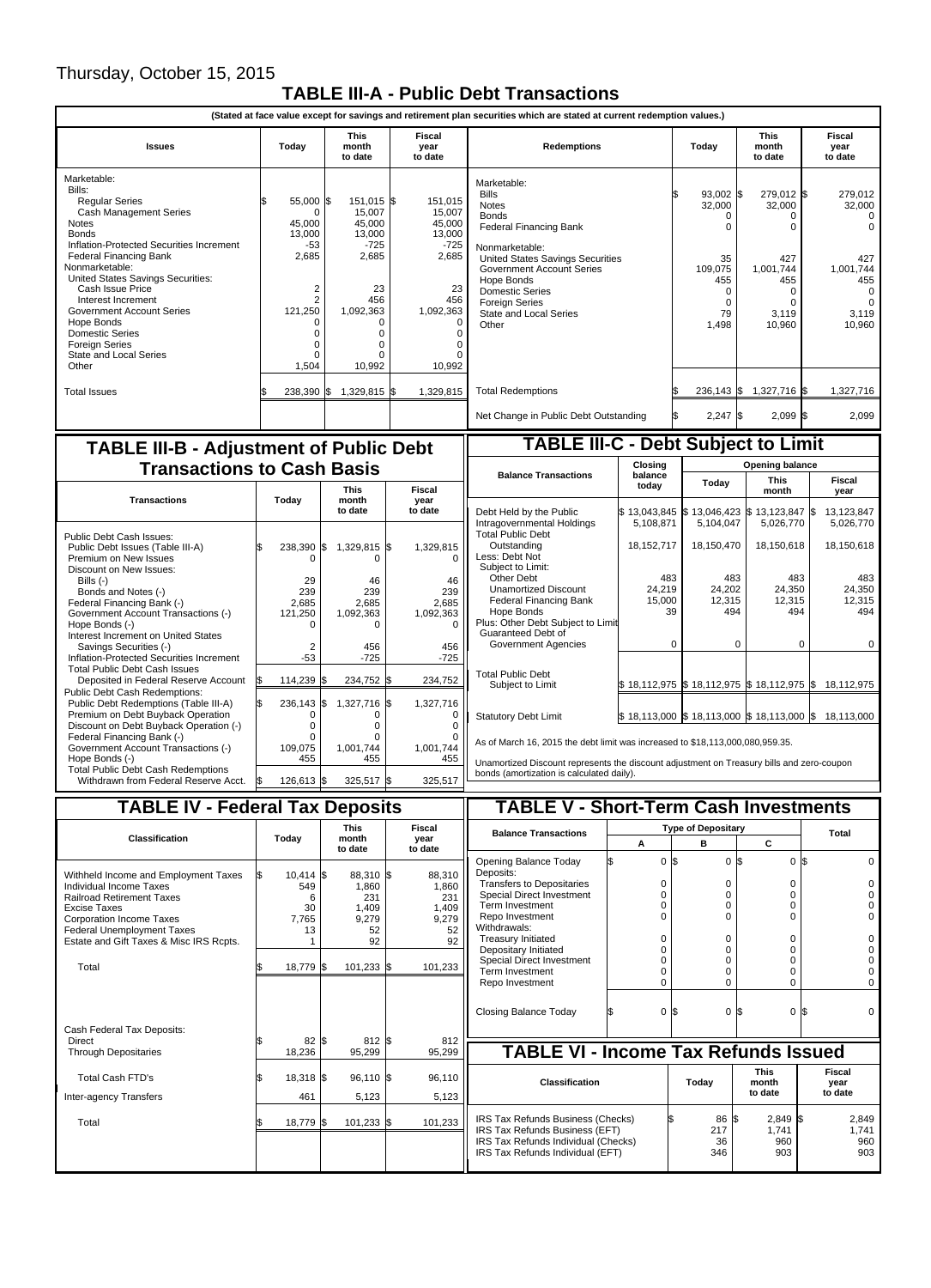Thursday, October 15, 2015

# TABLE III-A - Public Debt Transactions

(Stated at face value except for savings and retirement plan securities which are stated at current redemption values.)

| Issues | Today | This month to date | Fiscal year to date |
|---|---|---|---|
| Marketable: | | | |
| Bills: | | | |
| Regular Series | $ 55,000 | $ 151,015 | $ 151,015 |
| Cash Management Series | 0 | 15,007 | 15,007 |
| Notes | 45,000 | 45,000 | 45,000 |
| Bonds | 13,000 | 13,000 | 13,000 |
| Inflation-Protected Securities Increment | -53 | -725 | -725 |
| Federal Financing Bank | 2,685 | 2,685 | 2,685 |
| Nonmarketable: | | | |
| United States Savings Securities: | | | |
| Cash Issue Price | 2 | 23 | 23 |
| Interest Increment | 2 | 456 | 456 |
| Government Account Series | 121,250 | 1,092,363 | 1,092,363 |
| Hope Bonds | 0 | 0 | 0 |
| Domestic Series | 0 | 0 | 0 |
| Foreign Series | 0 | 0 | 0 |
| State and Local Series | 0 | 0 | 0 |
| Other | 1,504 | 10,992 | 10,992 |
| Total Issues | $ 238,390 | $ 1,329,815 | $ 1,329,815 |

| Redemptions | Today | This month to date | Fiscal year to date |
|---|---|---|---|
| Marketable: | | | |
| Bills | $ 93,002 | $ 279,012 | $ 279,012 |
| Notes | 32,000 | 32,000 | 32,000 |
| Bonds | 0 | 0 | 0 |
| Federal Financing Bank | 0 | 0 | 0 |
| Nonmarketable: | | | |
| United States Savings Securities | 35 | 427 | 427 |
| Government Account Series | 109,075 | 1,001,744 | 1,001,744 |
| Hope Bonds | 455 | 455 | 455 |
| Domestic Series | 0 | 0 | 0 |
| Foreign Series | 0 | 0 | 0 |
| State and Local Series | 79 | 3,119 | 3,119 |
| Other | 1,498 | 10,960 | 10,960 |
| Total Redemptions | $ 236,143 | $ 1,327,716 | $ 1,327,716 |
| Net Change in Public Debt Outstanding | $ 2,247 | $ 2,099 | $ 2,099 |

# TABLE III-B - Adjustment of Public Debt Transactions to Cash Basis

| Transactions | Today | This month to date | Fiscal year to date |
|---|---|---|---|
| Public Debt Cash Issues: | | | |
| Public Debt Issues (Table III-A) | $ 238,390 | $ 1,329,815 | $ 1,329,815 |
| Premium on New Issues | 0 | 0 | 0 |
| Discount on New Issues: | | | |
| Bills (-) | 29 | 46 | 46 |
| Bonds and Notes (-) | 239 | 239 | 239 |
| Federal Financing Bank (-) | 2,685 | 2,685 | 2,685 |
| Government Account Transactions (-) | 121,250 | 1,092,363 | 1,092,363 |
| Hope Bonds (-) | 0 | 0 | 0 |
| Interest Increment on United States Savings Securities (-) | 2 | 456 | 456 |
| Inflation-Protected Securities Increment | -53 | -725 | -725 |
| Total Public Debt Cash Issues Deposited in Federal Reserve Account | $ 114,239 | $ 234,752 | $ 234,752 |
| Public Debt Cash Redemptions: | | | |
| Public Debt Redemptions (Table III-A) | $ 236,143 | $ 1,327,716 | $ 1,327,716 |
| Premium on Debt Buyback Operation | 0 | 0 | 0 |
| Discount on Debt Buyback Operation (-) | 0 | 0 | 0 |
| Federal Financing Bank (-) | 0 | 0 | 0 |
| Government Account Transactions (-) | 109,075 | 1,001,744 | 1,001,744 |
| Hope Bonds (-) | 455 | 455 | 455 |
| Total Public Debt Cash Redemptions Withdrawn from Federal Reserve Acct. | $ 126,613 | $ 325,517 | $ 325,517 |

# TABLE III-C - Debt Subject to Limit

| Balance Transactions | Closing balance today | Opening balance Today | Opening balance This month | Opening balance Fiscal year |
|---|---|---|---|---|
| Debt Held by the Public | $ 13,043,845 | $ 13,046,423 | $ 13,123,847 | $ 13,123,847 |
| Intragovernmental Holdings | 5,108,871 | 5,104,047 | 5,026,770 | 5,026,770 |
| Total Public Debt Outstanding | 18,152,717 | 18,150,470 | 18,150,618 | 18,150,618 |
| Less: Debt Not Subject to Limit: | | | | |
| Other Debt | 483 | 483 | 483 | 483 |
| Unamortized Discount | 24,219 | 24,202 | 24,350 | 24,350 |
| Federal Financing Bank | 15,000 | 12,315 | 12,315 | 12,315 |
| Hope Bonds | 39 | 494 | 494 | 494 |
| Plus: Other Debt Subject to Limit | | | | |
| Guaranteed Debt of Government Agencies | 0 | 0 | 0 | 0 |
| Total Public Debt Subject to Limit | $ 18,112,975 | $ 18,112,975 | $ 18,112,975 | $ 18,112,975 |
| Statutory Debt Limit | $ 18,113,000 | $ 18,113,000 | $ 18,113,000 | $ 18,113,000 |

As of March 16, 2015 the debt limit was increased to $18,113,000,080,959.35.

Unamortized Discount represents the discount adjustment on Treasury bills and zero-coupon bonds (amortization is calculated daily).

# TABLE IV - Federal Tax Deposits

| Classification | Today | This month to date | Fiscal year to date |
|---|---|---|---|
| Withheld Income and Employment Taxes | $ 10,414 | $ 88,310 | $ 88,310 |
| Individual Income Taxes | 549 | 1,860 | 1,860 |
| Railroad Retirement Taxes | 6 | 231 | 231 |
| Excise Taxes | 30 | 1,409 | 1,409 |
| Corporation Income Taxes | 7,765 | 9,279 | 9,279 |
| Federal Unemployment Taxes | 13 | 52 | 52 |
| Estate and Gift Taxes & Misc IRS Rcpts. | 1 | 92 | 92 |
| Total | $ 18,779 | $ 101,233 | $ 101,233 |
| Cash Federal Tax Deposits: | | | |
| Direct | $ 82 | $ 812 | $ 812 |
| Through Depositaries | 18,236 | 95,299 | 95,299 |
| Total Cash FTD's | $ 18,318 | $ 96,110 | $ 96,110 |
| Inter-agency Transfers | 461 | 5,123 | 5,123 |
| Total | $ 18,779 | $ 101,233 | $ 101,233 |

# TABLE V - Short-Term Cash Investments

| Balance Transactions | Type of Depositary A | Type of Depositary B | Type of Depositary C | Total |
|---|---|---|---|---|
| Opening Balance Today | $ 0 | $ 0 | $ 0 | $ 0 |
| Deposits: | | | | |
| Transfers to Depositaries | 0 | 0 | 0 | 0 |
| Special Direct Investment | 0 | 0 | 0 | 0 |
| Term Investment | 0 | 0 | 0 | 0 |
| Repo Investment | 0 | 0 | 0 | 0 |
| Withdrawals: | | | | |
| Treasury Initiated | 0 | 0 | 0 | 0 |
| Depositary Initiated | 0 | 0 | 0 | 0 |
| Special Direct Investment | 0 | 0 | 0 | 0 |
| Term Investment | 0 | 0 | 0 | 0 |
| Repo Investment | 0 | 0 | 0 | 0 |
| Closing Balance Today | $ 0 | $ 0 | $ 0 | $ 0 |

# TABLE VI - Income Tax Refunds Issued

| Classification | Today | This month to date | Fiscal year to date |
|---|---|---|---|
| IRS Tax Refunds Business (Checks) | $ 86 | $ 2,849 | $ 2,849 |
| IRS Tax Refunds Business (EFT) | 217 | 1,741 | 1,741 |
| IRS Tax Refunds Individual (Checks) | 36 | 960 | 960 |
| IRS Tax Refunds Individual (EFT) | 346 | 903 | 903 |